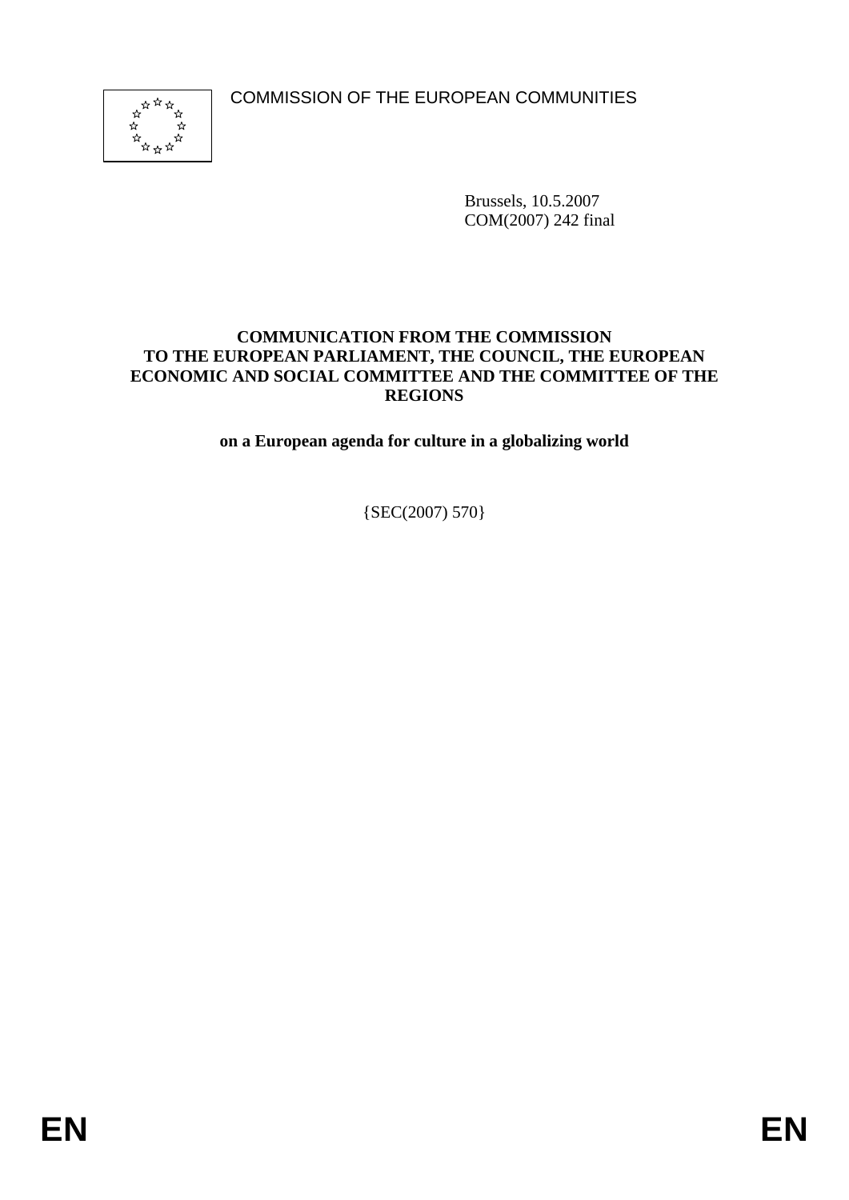COMMISSION OF THE EUROPEAN COMMUNITIES

Brussels, 10.5.2007
COM(2007) 242 final

**COMMUNICATION FROM THE COMMISSION TO THE EUROPEAN PARLIAMENT, THE COUNCIL, THE EUROPEAN ECONOMIC AND SOCIAL COMMITTEE AND THE COMMITTEE OF THE REGIONS**

**on a European agenda for culture in a globalizing world**

{SEC(2007) 570}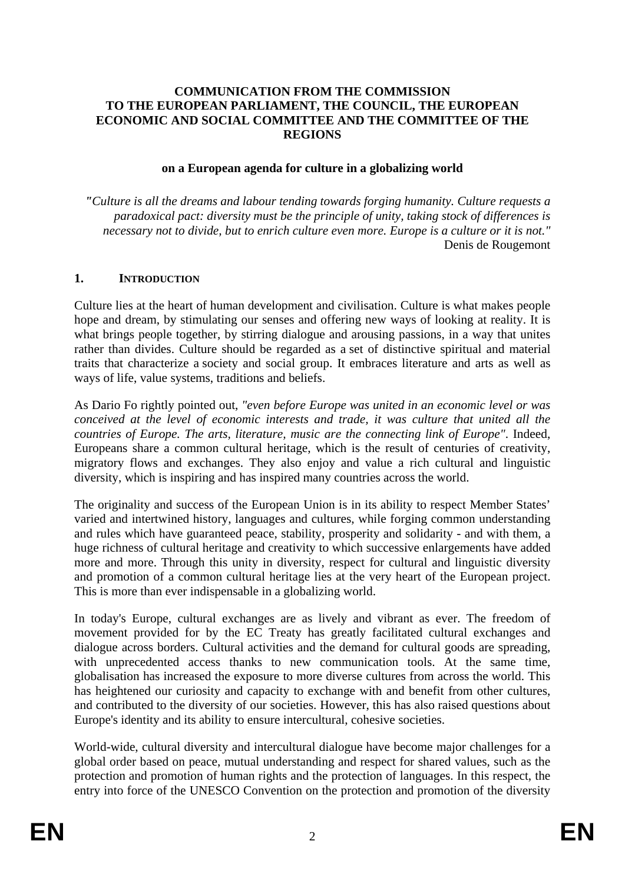**COMMUNICATION FROM THE COMMISSION TO THE EUROPEAN PARLIAMENT, THE COUNCIL, THE EUROPEAN ECONOMIC AND SOCIAL COMMITTEE AND THE COMMITTEE OF THE REGIONS**

**on a European agenda for culture in a globalizing world**

*"Culture is all the dreams and labour tending towards forging humanity. Culture requests a paradoxical pact: diversity must be the principle of unity, taking stock of differences is necessary not to divide, but to enrich culture even more. Europe is a culture or it is not."*
Denis de Rougemont

## 1. INTRODUCTION

Culture lies at the heart of human development and civilisation. Culture is what makes people hope and dream, by stimulating our senses and offering new ways of looking at reality. It is what brings people together, by stirring dialogue and arousing passions, in a way that unites rather than divides. Culture should be regarded as a set of distinctive spiritual and material traits that characterize a society and social group. It embraces literature and arts as well as ways of life, value systems, traditions and beliefs.

As Dario Fo rightly pointed out, *"even before Europe was united in an economic level or was conceived at the level of economic interests and trade, it was culture that united all the countries of Europe. The arts, literature, music are the connecting link of Europe"*. Indeed, Europeans share a common cultural heritage, which is the result of centuries of creativity, migratory flows and exchanges. They also enjoy and value a rich cultural and linguistic diversity, which is inspiring and has inspired many countries across the world.

The originality and success of the European Union is in its ability to respect Member States' varied and intertwined history, languages and cultures, while forging common understanding and rules which have guaranteed peace, stability, prosperity and solidarity - and with them, a huge richness of cultural heritage and creativity to which successive enlargements have added more and more. Through this unity in diversity, respect for cultural and linguistic diversity and promotion of a common cultural heritage lies at the very heart of the European project. This is more than ever indispensable in a globalizing world.

In today's Europe, cultural exchanges are as lively and vibrant as ever. The freedom of movement provided for by the EC Treaty has greatly facilitated cultural exchanges and dialogue across borders. Cultural activities and the demand for cultural goods are spreading, with unprecedented access thanks to new communication tools. At the same time, globalisation has increased the exposure to more diverse cultures from across the world. This has heightened our curiosity and capacity to exchange with and benefit from other cultures, and contributed to the diversity of our societies. However, this has also raised questions about Europe's identity and its ability to ensure intercultural, cohesive societies.

World-wide, cultural diversity and intercultural dialogue have become major challenges for a global order based on peace, mutual understanding and respect for shared values, such as the protection and promotion of human rights and the protection of languages. In this respect, the entry into force of the UNESCO Convention on the protection and promotion of the diversity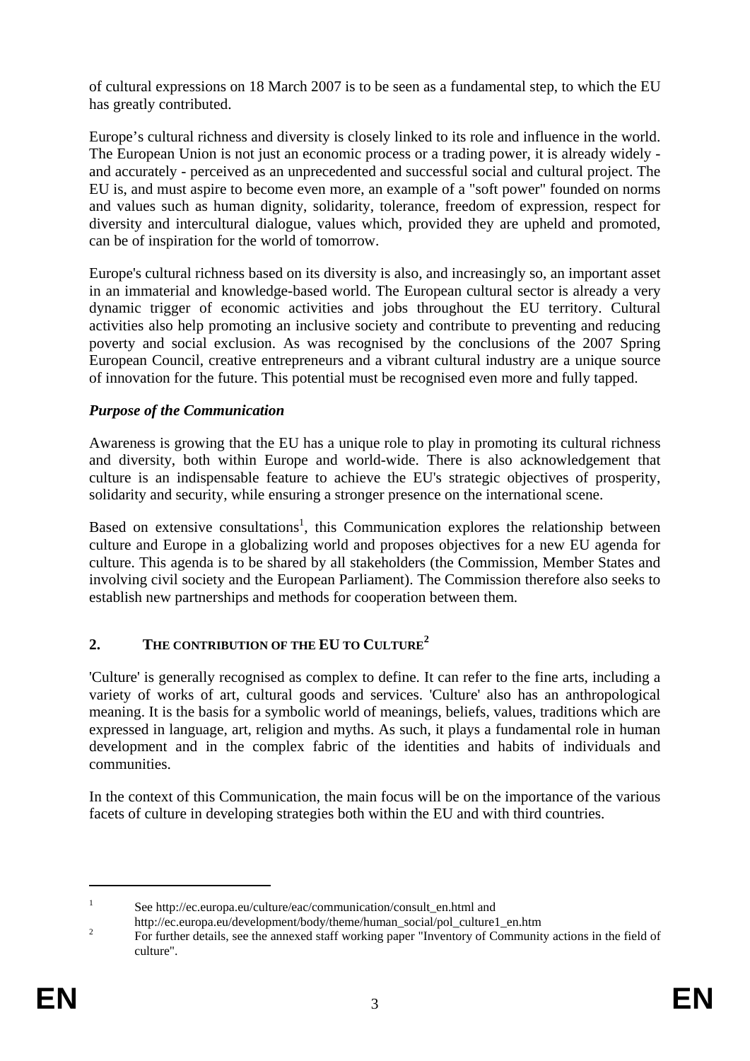of cultural expressions on 18 March 2007 is to be seen as a fundamental step, to which the EU has greatly contributed.

Europe's cultural richness and diversity is closely linked to its role and influence in the world. The European Union is not just an economic process or a trading power, it is already widely - and accurately - perceived as an unprecedented and successful social and cultural project. The EU is, and must aspire to become even more, an example of a "soft power" founded on norms and values such as human dignity, solidarity, tolerance, freedom of expression, respect for diversity and intercultural dialogue, values which, provided they are upheld and promoted, can be of inspiration for the world of tomorrow.

Europe's cultural richness based on its diversity is also, and increasingly so, an important asset in an immaterial and knowledge-based world. The European cultural sector is already a very dynamic trigger of economic activities and jobs throughout the EU territory. Cultural activities also help promoting an inclusive society and contribute to preventing and reducing poverty and social exclusion. As was recognised by the conclusions of the 2007 Spring European Council, creative entrepreneurs and a vibrant cultural industry are a unique source of innovation for the future. This potential must be recognised even more and fully tapped.

***Purpose of the Communication***

Awareness is growing that the EU has a unique role to play in promoting its cultural richness and diversity, both within Europe and world-wide. There is also acknowledgement that culture is an indispensable feature to achieve the EU's strategic objectives of prosperity, solidarity and security, while ensuring a stronger presence on the international scene.

Based on extensive consultations[1], this Communication explores the relationship between culture and Europe in a globalizing world and proposes objectives for a new EU agenda for culture. This agenda is to be shared by all stakeholders (the Commission, Member States and involving civil society and the European Parliament). The Commission therefore also seeks to establish new partnerships and methods for cooperation between them.

## 2. THE CONTRIBUTION OF THE EU TO CULTURE[2]

'Culture' is generally recognised as complex to define. It can refer to the fine arts, including a variety of works of art, cultural goods and services. 'Culture' also has an anthropological meaning. It is the basis for a symbolic world of meanings, beliefs, values, traditions which are expressed in language, art, religion and myths. As such, it plays a fundamental role in human development and in the complex fabric of the identities and habits of individuals and communities.

In the context of this Communication, the main focus will be on the importance of the various facets of culture in developing strategies both within the EU and with third countries.

[1] See http://ec.europa.eu/culture/eac/communication/consult_en.html and http://ec.europa.eu/development/body/theme/human_social/pol_culture1_en.htm

[2] For further details, see the annexed staff working paper "Inventory of Community actions in the field of culture".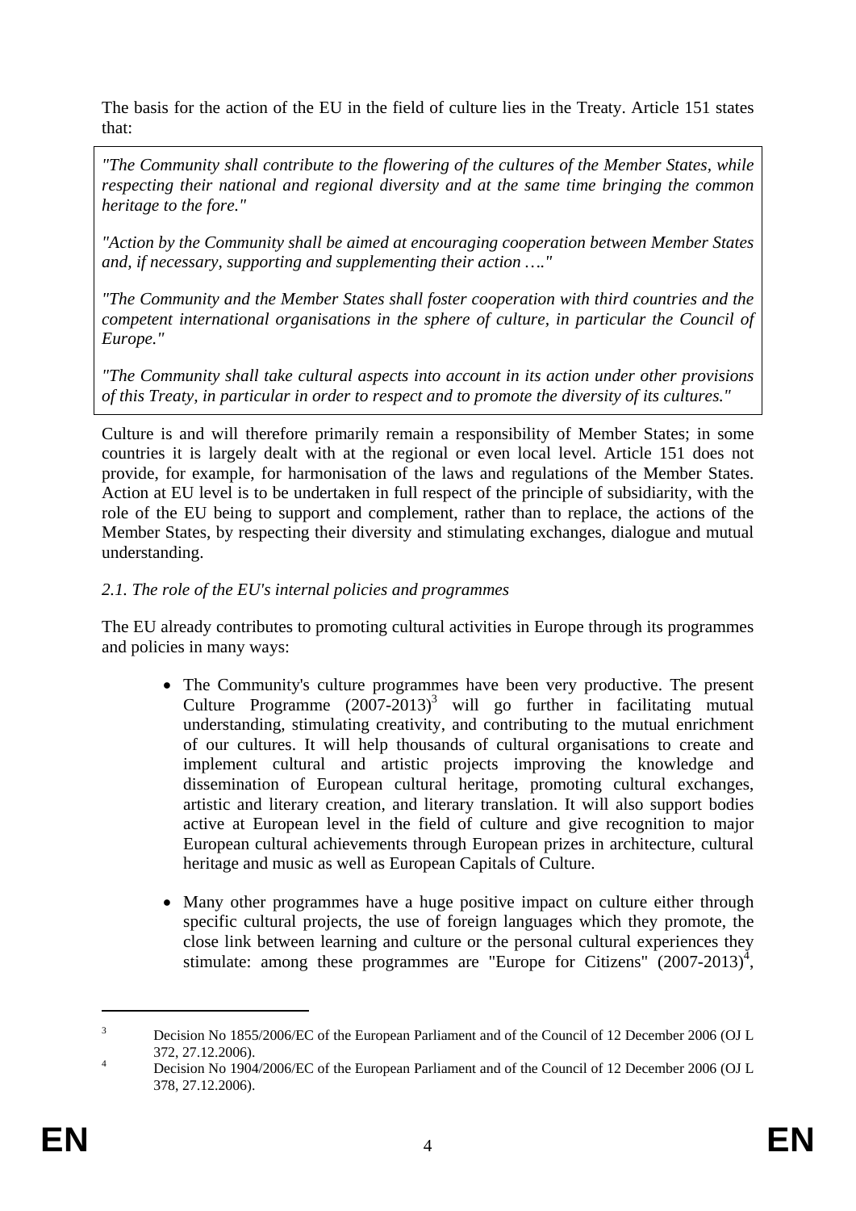The basis for the action of the EU in the field of culture lies in the Treaty. Article 151 states that:

> *"The Community shall contribute to the flowering of the cultures of the Member States, while respecting their national and regional diversity and at the same time bringing the common heritage to the fore."*
>
> *"Action by the Community shall be aimed at encouraging cooperation between Member States and, if necessary, supporting and supplementing their action …."*
>
> *"The Community and the Member States shall foster cooperation with third countries and the competent international organisations in the sphere of culture, in particular the Council of Europe."*
>
> *"The Community shall take cultural aspects into account in its action under other provisions of this Treaty, in particular in order to respect and to promote the diversity of its cultures."*

Culture is and will therefore primarily remain a responsibility of Member States; in some countries it is largely dealt with at the regional or even local level. Article 151 does not provide, for example, for harmonisation of the laws and regulations of the Member States. Action at EU level is to be undertaken in full respect of the principle of subsidiarity, with the role of the EU being to support and complement, rather than to replace, the actions of the Member States, by respecting their diversity and stimulating exchanges, dialogue and mutual understanding.

*2.1. The role of the EU's internal policies and programmes*

The EU already contributes to promoting cultural activities in Europe through its programmes and policies in many ways:

- The Community's culture programmes have been very productive. The present Culture Programme (2007-2013)[3] will go further in facilitating mutual understanding, stimulating creativity, and contributing to the mutual enrichment of our cultures. It will help thousands of cultural organisations to create and implement cultural and artistic projects improving the knowledge and dissemination of European cultural heritage, promoting cultural exchanges, artistic and literary creation, and literary translation. It will also support bodies active at European level in the field of culture and give recognition to major European cultural achievements through European prizes in architecture, cultural heritage and music as well as European Capitals of Culture.

- Many other programmes have a huge positive impact on culture either through specific cultural projects, the use of foreign languages which they promote, the close link between learning and culture or the personal cultural experiences they stimulate: among these programmes are "Europe for Citizens" (2007-2013)[4],

[3] Decision No 1855/2006/EC of the European Parliament and of the Council of 12 December 2006 (OJ L 372, 27.12.2006).

[4] Decision No 1904/2006/EC of the European Parliament and of the Council of 12 December 2006 (OJ L 378, 27.12.2006).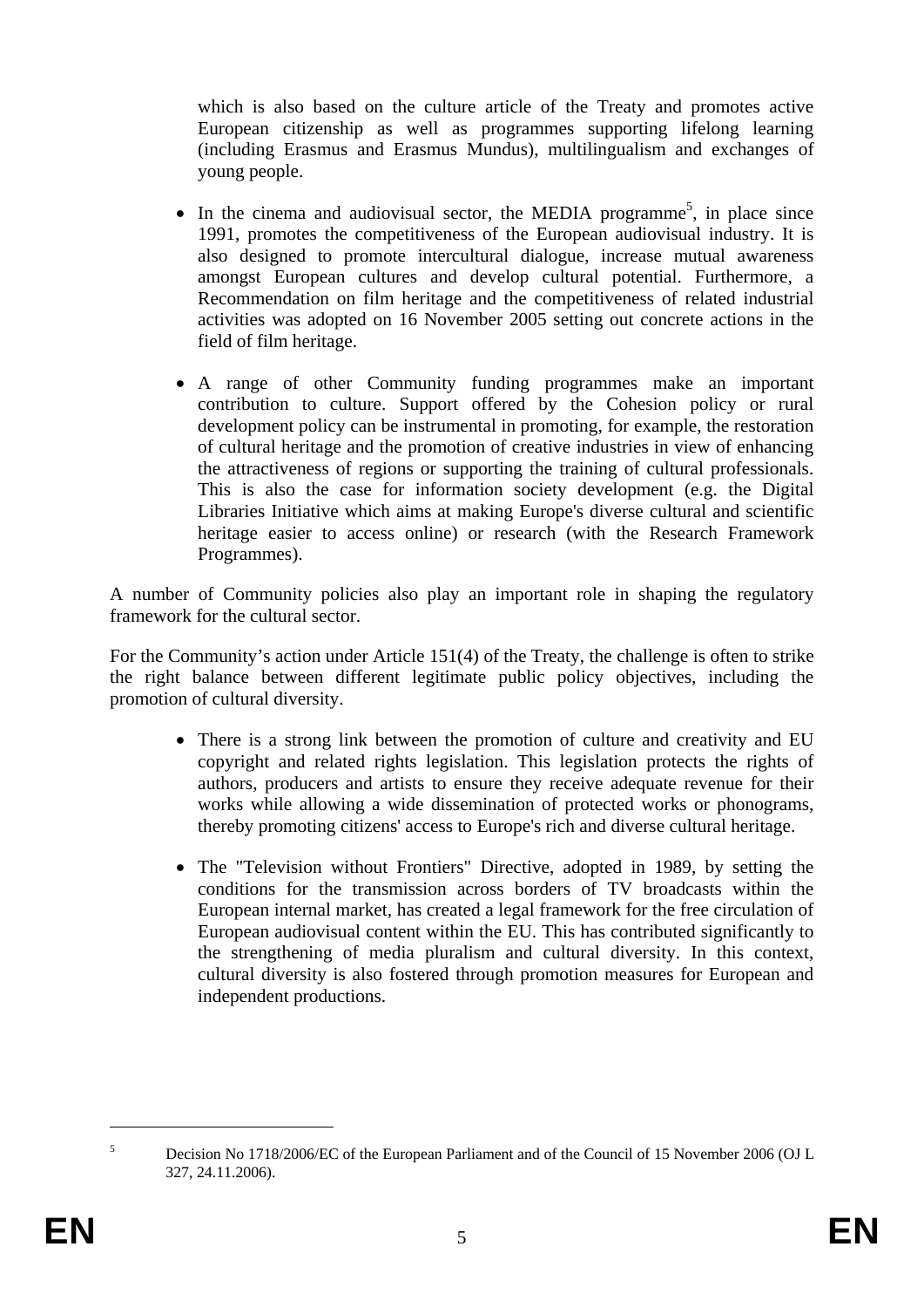which is also based on the culture article of the Treaty and promotes active European citizenship as well as programmes supporting lifelong learning (including Erasmus and Erasmus Mundus), multilingualism and exchanges of young people.

- In the cinema and audiovisual sector, the MEDIA programme[5], in place since 1991, promotes the competitiveness of the European audiovisual industry. It is also designed to promote intercultural dialogue, increase mutual awareness amongst European cultures and develop cultural potential. Furthermore, a Recommendation on film heritage and the competitiveness of related industrial activities was adopted on 16 November 2005 setting out concrete actions in the field of film heritage.

- A range of other Community funding programmes make an important contribution to culture. Support offered by the Cohesion policy or rural development policy can be instrumental in promoting, for example, the restoration of cultural heritage and the promotion of creative industries in view of enhancing the attractiveness of regions or supporting the training of cultural professionals. This is also the case for information society development (e.g. the Digital Libraries Initiative which aims at making Europe's diverse cultural and scientific heritage easier to access online) or research (with the Research Framework Programmes).

A number of Community policies also play an important role in shaping the regulatory framework for the cultural sector.

For the Community's action under Article 151(4) of the Treaty, the challenge is often to strike the right balance between different legitimate public policy objectives, including the promotion of cultural diversity.

- There is a strong link between the promotion of culture and creativity and EU copyright and related rights legislation. This legislation protects the rights of authors, producers and artists to ensure they receive adequate revenue for their works while allowing a wide dissemination of protected works or phonograms, thereby promoting citizens' access to Europe's rich and diverse cultural heritage.

- The "Television without Frontiers" Directive, adopted in 1989, by setting the conditions for the transmission across borders of TV broadcasts within the European internal market, has created a legal framework for the free circulation of European audiovisual content within the EU. This has contributed significantly to the strengthening of media pluralism and cultural diversity. In this context, cultural diversity is also fostered through promotion measures for European and independent productions.

---

[5] Decision No 1718/2006/EC of the European Parliament and of the Council of 15 November 2006 (OJ L 327, 24.11.2006).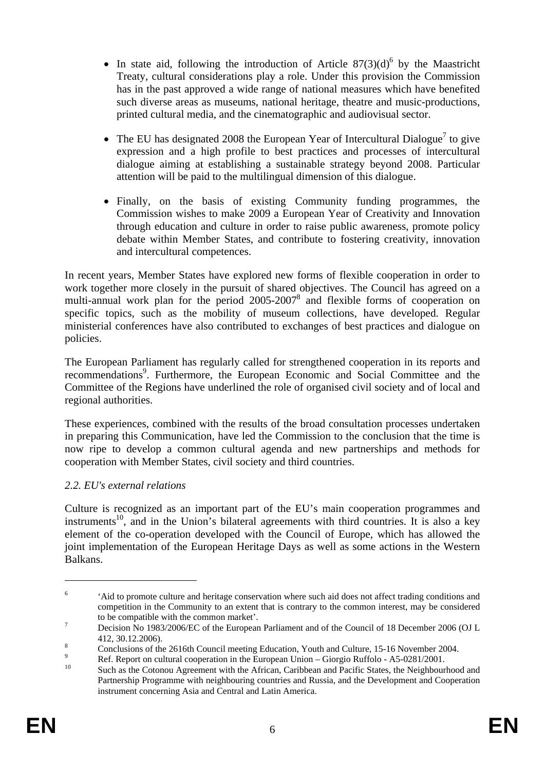- In state aid, following the introduction of Article 87(3)(d)[6] by the Maastricht Treaty, cultural considerations play a role. Under this provision the Commission has in the past approved a wide range of national measures which have benefited such diverse areas as museums, national heritage, theatre and music-productions, printed cultural media, and the cinematographic and audiovisual sector.

- The EU has designated 2008 the European Year of Intercultural Dialogue[7] to give expression and a high profile to best practices and processes of intercultural dialogue aiming at establishing a sustainable strategy beyond 2008. Particular attention will be paid to the multilingual dimension of this dialogue.

- Finally, on the basis of existing Community funding programmes, the Commission wishes to make 2009 a European Year of Creativity and Innovation through education and culture in order to raise public awareness, promote policy debate within Member States, and contribute to fostering creativity, innovation and intercultural competences.

In recent years, Member States have explored new forms of flexible cooperation in order to work together more closely in the pursuit of shared objectives. The Council has agreed on a multi-annual work plan for the period 2005-2007[8] and flexible forms of cooperation on specific topics, such as the mobility of museum collections, have developed. Regular ministerial conferences have also contributed to exchanges of best practices and dialogue on policies.

The European Parliament has regularly called for strengthened cooperation in its reports and recommendations[9]. Furthermore, the European Economic and Social Committee and the Committee of the Regions have underlined the role of organised civil society and of local and regional authorities.

These experiences, combined with the results of the broad consultation processes undertaken in preparing this Communication, have led the Commission to the conclusion that the time is now ripe to develop a common cultural agenda and new partnerships and methods for cooperation with Member States, civil society and third countries.

### *2.2. EU's external relations*

Culture is recognized as an important part of the EU's main cooperation programmes and instruments[10], and in the Union's bilateral agreements with third countries. It is also a key element of the co-operation developed with the Council of Europe, which has allowed the joint implementation of the European Heritage Days as well as some actions in the Western Balkans.

---

[6] 'Aid to promote culture and heritage conservation where such aid does not affect trading conditions and competition in the Community to an extent that is contrary to the common interest, may be considered to be compatible with the common market'.

[7] Decision No 1983/2006/EC of the European Parliament and of the Council of 18 December 2006 (OJ L 412, 30.12.2006).

[8] Conclusions of the 2616th Council meeting Education, Youth and Culture, 15-16 November 2004.

[9] Ref. Report on cultural cooperation in the European Union – Giorgio Ruffolo - A5-0281/2001.

[10] Such as the Cotonou Agreement with the African, Caribbean and Pacific States, the Neighbourhood and Partnership Programme with neighbouring countries and Russia, and the Development and Cooperation instrument concerning Asia and Central and Latin America.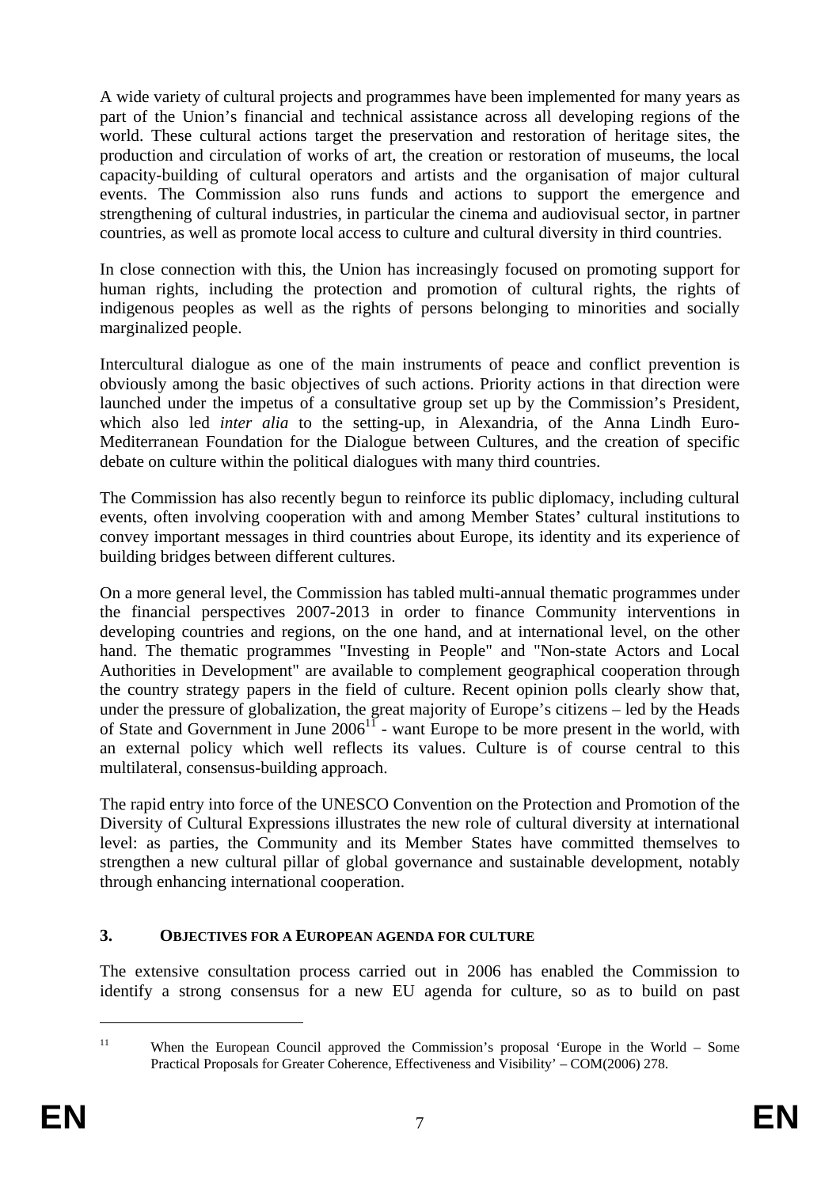A wide variety of cultural projects and programmes have been implemented for many years as part of the Union's financial and technical assistance across all developing regions of the world. These cultural actions target the preservation and restoration of heritage sites, the production and circulation of works of art, the creation or restoration of museums, the local capacity-building of cultural operators and artists and the organisation of major cultural events. The Commission also runs funds and actions to support the emergence and strengthening of cultural industries, in particular the cinema and audiovisual sector, in partner countries, as well as promote local access to culture and cultural diversity in third countries.

In close connection with this, the Union has increasingly focused on promoting support for human rights, including the protection and promotion of cultural rights, the rights of indigenous peoples as well as the rights of persons belonging to minorities and socially marginalized people.

Intercultural dialogue as one of the main instruments of peace and conflict prevention is obviously among the basic objectives of such actions. Priority actions in that direction were launched under the impetus of a consultative group set up by the Commission's President, which also led *inter alia* to the setting-up, in Alexandria, of the Anna Lindh Euro-Mediterranean Foundation for the Dialogue between Cultures, and the creation of specific debate on culture within the political dialogues with many third countries.

The Commission has also recently begun to reinforce its public diplomacy, including cultural events, often involving cooperation with and among Member States' cultural institutions to convey important messages in third countries about Europe, its identity and its experience of building bridges between different cultures.

On a more general level, the Commission has tabled multi-annual thematic programmes under the financial perspectives 2007-2013 in order to finance Community interventions in developing countries and regions, on the one hand, and at international level, on the other hand. The thematic programmes "Investing in People" and "Non-state Actors and Local Authorities in Development" are available to complement geographical cooperation through the country strategy papers in the field of culture. Recent opinion polls clearly show that, under the pressure of globalization, the great majority of Europe's citizens – led by the Heads of State and Government in June 2006[11] - want Europe to be more present in the world, with an external policy which well reflects its values. Culture is of course central to this multilateral, consensus-building approach.

The rapid entry into force of the UNESCO Convention on the Protection and Promotion of the Diversity of Cultural Expressions illustrates the new role of cultural diversity at international level: as parties, the Community and its Member States have committed themselves to strengthen a new cultural pillar of global governance and sustainable development, notably through enhancing international cooperation.

## 3. OBJECTIVES FOR A EUROPEAN AGENDA FOR CULTURE

The extensive consultation process carried out in 2006 has enabled the Commission to identify a strong consensus for a new EU agenda for culture, so as to build on past

---

[11] When the European Council approved the Commission's proposal 'Europe in the World – Some Practical Proposals for Greater Coherence, Effectiveness and Visibility' – COM(2006) 278.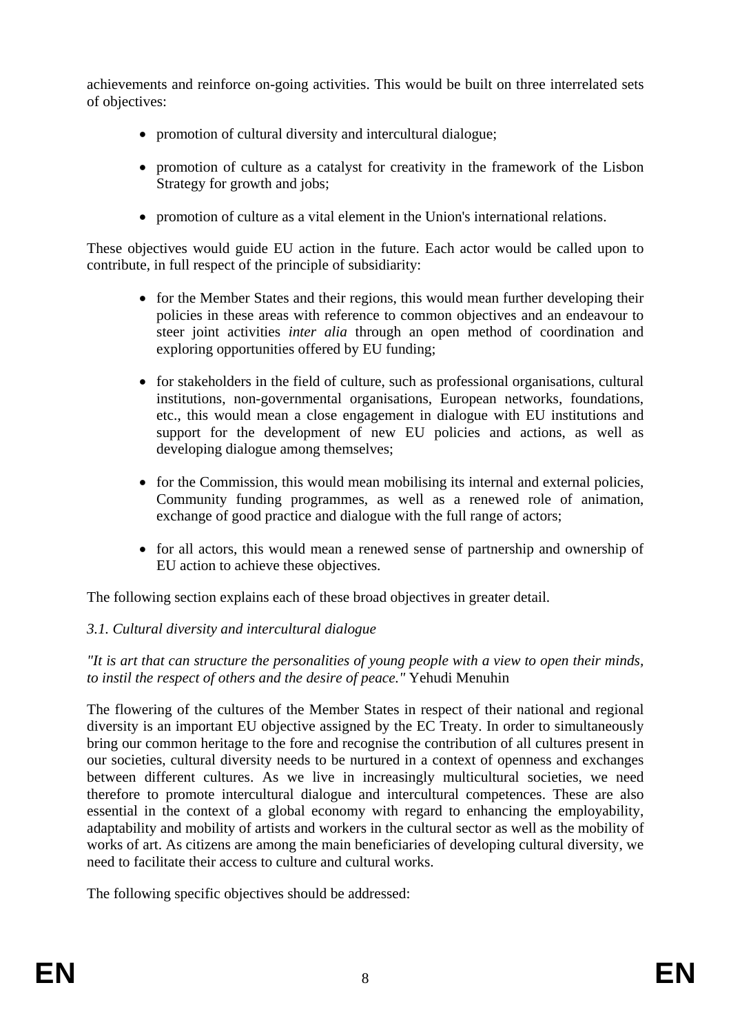achievements and reinforce on-going activities. This would be built on three interrelated sets of objectives:

- promotion of cultural diversity and intercultural dialogue;
- promotion of culture as a catalyst for creativity in the framework of the Lisbon Strategy for growth and jobs;
- promotion of culture as a vital element in the Union's international relations.

These objectives would guide EU action in the future. Each actor would be called upon to contribute, in full respect of the principle of subsidiarity:

- for the Member States and their regions, this would mean further developing their policies in these areas with reference to common objectives and an endeavour to steer joint activities *inter alia* through an open method of coordination and exploring opportunities offered by EU funding;
- for stakeholders in the field of culture, such as professional organisations, cultural institutions, non-governmental organisations, European networks, foundations, etc., this would mean a close engagement in dialogue with EU institutions and support for the development of new EU policies and actions, as well as developing dialogue among themselves;
- for the Commission, this would mean mobilising its internal and external policies, Community funding programmes, as well as a renewed role of animation, exchange of good practice and dialogue with the full range of actors;
- for all actors, this would mean a renewed sense of partnership and ownership of EU action to achieve these objectives.

The following section explains each of these broad objectives in greater detail.

### *3.1. Cultural diversity and intercultural dialogue*

*"It is art that can structure the personalities of young people with a view to open their minds, to instil the respect of others and the desire of peace."* Yehudi Menuhin

The flowering of the cultures of the Member States in respect of their national and regional diversity is an important EU objective assigned by the EC Treaty. In order to simultaneously bring our common heritage to the fore and recognise the contribution of all cultures present in our societies, cultural diversity needs to be nurtured in a context of openness and exchanges between different cultures. As we live in increasingly multicultural societies, we need therefore to promote intercultural dialogue and intercultural competences. These are also essential in the context of a global economy with regard to enhancing the employability, adaptability and mobility of artists and workers in the cultural sector as well as the mobility of works of art. As citizens are among the main beneficiaries of developing cultural diversity, we need to facilitate their access to culture and cultural works.

The following specific objectives should be addressed: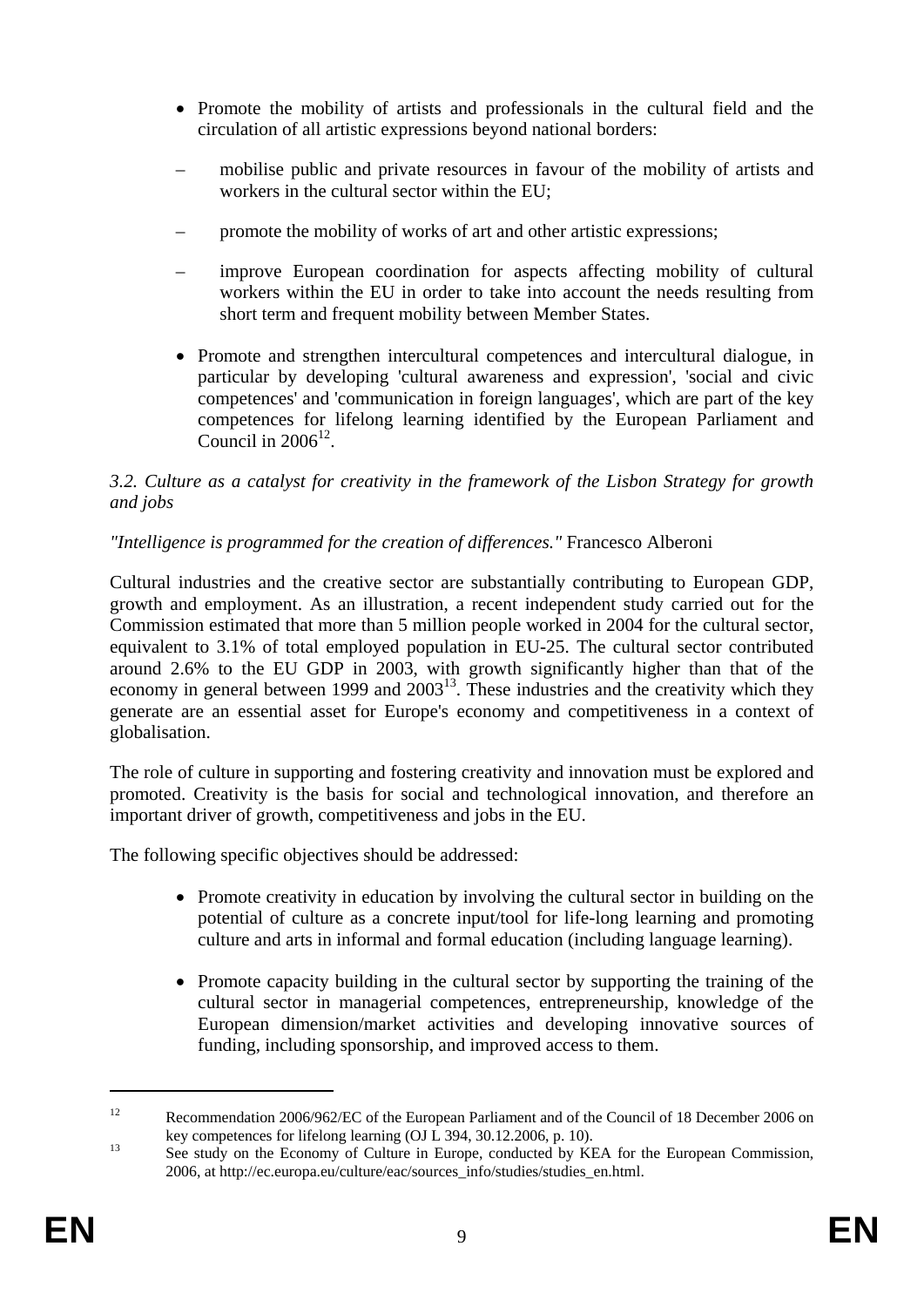- Promote the mobility of artists and professionals in the cultural field and the circulation of all artistic expressions beyond national borders:

  – mobilise public and private resources in favour of the mobility of artists and workers in the cultural sector within the EU;

  – promote the mobility of works of art and other artistic expressions;

  – improve European coordination for aspects affecting mobility of cultural workers within the EU in order to take into account the needs resulting from short term and frequent mobility between Member States.

- Promote and strengthen intercultural competences and intercultural dialogue, in particular by developing 'cultural awareness and expression', 'social and civic competences' and 'communication in foreign languages', which are part of the key competences for lifelong learning identified by the European Parliament and Council in 2006[12].

*3.2. Culture as a catalyst for creativity in the framework of the Lisbon Strategy for growth and jobs*

*"Intelligence is programmed for the creation of differences."* Francesco Alberoni

Cultural industries and the creative sector are substantially contributing to European GDP, growth and employment. As an illustration, a recent independent study carried out for the Commission estimated that more than 5 million people worked in 2004 for the cultural sector, equivalent to 3.1% of total employed population in EU-25. The cultural sector contributed around 2.6% to the EU GDP in 2003, with growth significantly higher than that of the economy in general between 1999 and 2003[13]. These industries and the creativity which they generate are an essential asset for Europe's economy and competitiveness in a context of globalisation.

The role of culture in supporting and fostering creativity and innovation must be explored and promoted. Creativity is the basis for social and technological innovation, and therefore an important driver of growth, competitiveness and jobs in the EU.

The following specific objectives should be addressed:

- Promote creativity in education by involving the cultural sector in building on the potential of culture as a concrete input/tool for life-long learning and promoting culture and arts in informal and formal education (including language learning).

- Promote capacity building in the cultural sector by supporting the training of the cultural sector in managerial competences, entrepreneurship, knowledge of the European dimension/market activities and developing innovative sources of funding, including sponsorship, and improved access to them.

---

[12] Recommendation 2006/962/EC of the European Parliament and of the Council of 18 December 2006 on key competences for lifelong learning (OJ L 394, 30.12.2006, p. 10).

[13] See study on the Economy of Culture in Europe, conducted by KEA for the European Commission, 2006, at http://ec.europa.eu/culture/eac/sources_info/studies/studies_en.html.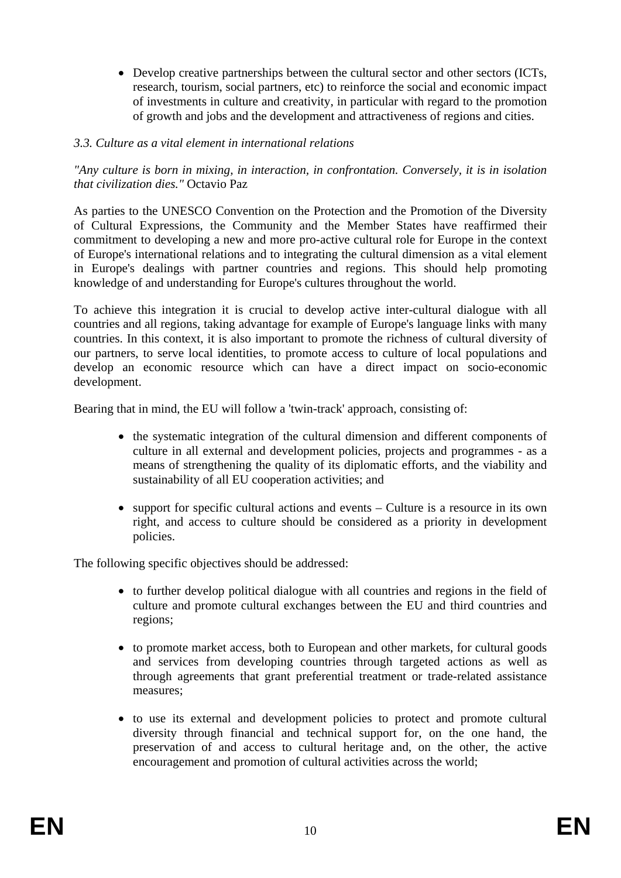- Develop creative partnerships between the cultural sector and other sectors (ICTs, research, tourism, social partners, etc) to reinforce the social and economic impact of investments in culture and creativity, in particular with regard to the promotion of growth and jobs and the development and attractiveness of regions and cities.

### *3.3. Culture as a vital element in international relations*

*"Any culture is born in mixing, in interaction, in confrontation. Conversely, it is in isolation that civilization dies."* Octavio Paz

As parties to the UNESCO Convention on the Protection and the Promotion of the Diversity of Cultural Expressions, the Community and the Member States have reaffirmed their commitment to developing a new and more pro-active cultural role for Europe in the context of Europe's international relations and to integrating the cultural dimension as a vital element in Europe's dealings with partner countries and regions. This should help promoting knowledge of and understanding for Europe's cultures throughout the world.

To achieve this integration it is crucial to develop active inter-cultural dialogue with all countries and all regions, taking advantage for example of Europe's language links with many countries. In this context, it is also important to promote the richness of cultural diversity of our partners, to serve local identities, to promote access to culture of local populations and develop an economic resource which can have a direct impact on socio-economic development.

Bearing that in mind, the EU will follow a 'twin-track' approach, consisting of:

- the systematic integration of the cultural dimension and different components of culture in all external and development policies, projects and programmes - as a means of strengthening the quality of its diplomatic efforts, and the viability and sustainability of all EU cooperation activities; and

- support for specific cultural actions and events – Culture is a resource in its own right, and access to culture should be considered as a priority in development policies.

The following specific objectives should be addressed:

- to further develop political dialogue with all countries and regions in the field of culture and promote cultural exchanges between the EU and third countries and regions;

- to promote market access, both to European and other markets, for cultural goods and services from developing countries through targeted actions as well as through agreements that grant preferential treatment or trade-related assistance measures;

- to use its external and development policies to protect and promote cultural diversity through financial and technical support for, on the one hand, the preservation of and access to cultural heritage and, on the other, the active encouragement and promotion of cultural activities across the world;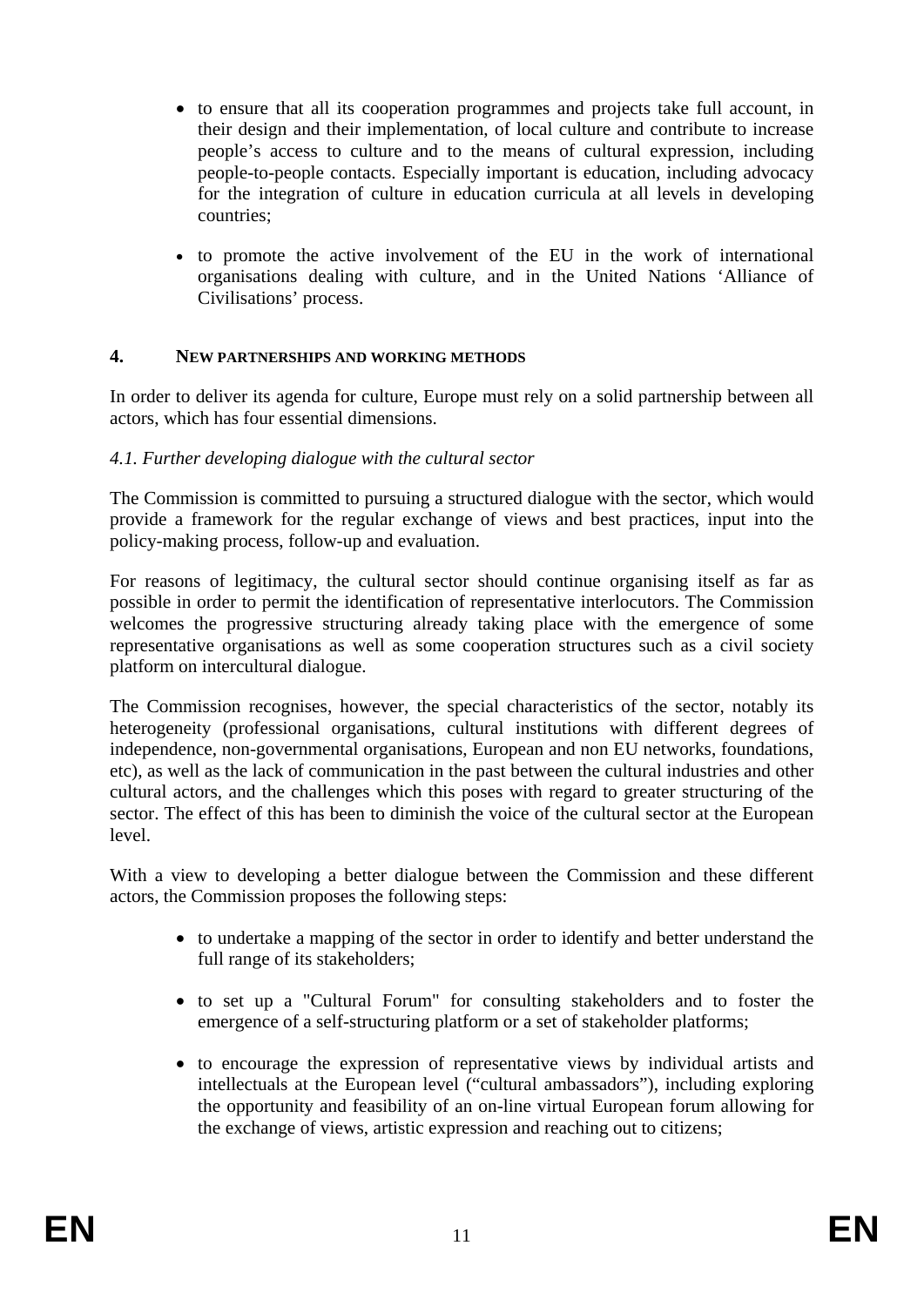- to ensure that all its cooperation programmes and projects take full account, in their design and their implementation, of local culture and contribute to increase people's access to culture and to the means of cultural expression, including people-to-people contacts. Especially important is education, including advocacy for the integration of culture in education curricula at all levels in developing countries;

- to promote the active involvement of the EU in the work of international organisations dealing with culture, and in the United Nations 'Alliance of Civilisations' process.

## 4. NEW PARTNERSHIPS AND WORKING METHODS

In order to deliver its agenda for culture, Europe must rely on a solid partnership between all actors, which has four essential dimensions.

### *4.1. Further developing dialogue with the cultural sector*

The Commission is committed to pursuing a structured dialogue with the sector, which would provide a framework for the regular exchange of views and best practices, input into the policy-making process, follow-up and evaluation.

For reasons of legitimacy, the cultural sector should continue organising itself as far as possible in order to permit the identification of representative interlocutors. The Commission welcomes the progressive structuring already taking place with the emergence of some representative organisations as well as some cooperation structures such as a civil society platform on intercultural dialogue.

The Commission recognises, however, the special characteristics of the sector, notably its heterogeneity (professional organisations, cultural institutions with different degrees of independence, non-governmental organisations, European and non EU networks, foundations, etc), as well as the lack of communication in the past between the cultural industries and other cultural actors, and the challenges which this poses with regard to greater structuring of the sector. The effect of this has been to diminish the voice of the cultural sector at the European level.

With a view to developing a better dialogue between the Commission and these different actors, the Commission proposes the following steps:

- to undertake a mapping of the sector in order to identify and better understand the full range of its stakeholders;

- to set up a "Cultural Forum" for consulting stakeholders and to foster the emergence of a self-structuring platform or a set of stakeholder platforms;

- to encourage the expression of representative views by individual artists and intellectuals at the European level ("cultural ambassadors"), including exploring the opportunity and feasibility of an on-line virtual European forum allowing for the exchange of views, artistic expression and reaching out to citizens;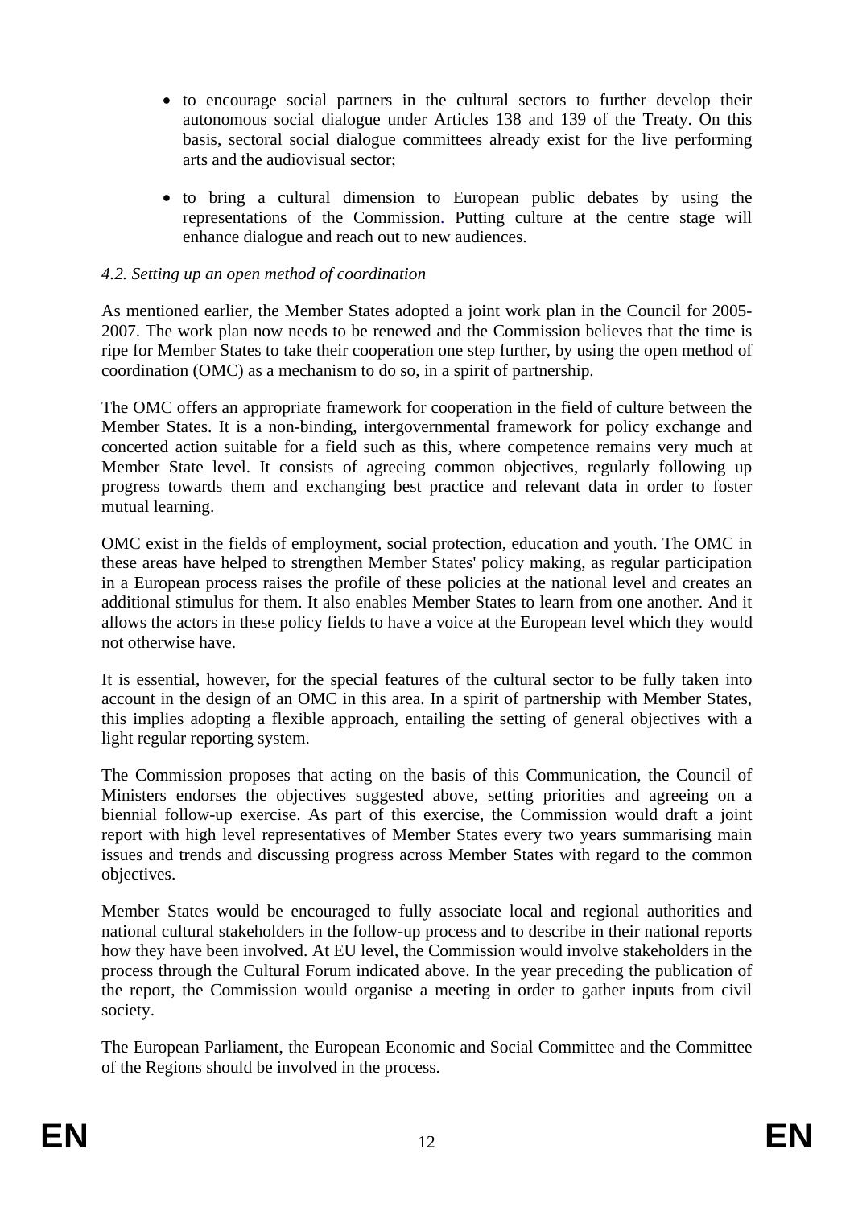- to encourage social partners in the cultural sectors to further develop their autonomous social dialogue under Articles 138 and 139 of the Treaty. On this basis, sectoral social dialogue committees already exist for the live performing arts and the audiovisual sector;
- to bring a cultural dimension to European public debates by using the representations of the Commission. Putting culture at the centre stage will enhance dialogue and reach out to new audiences.

*4.2. Setting up an open method of coordination*

As mentioned earlier, the Member States adopted a joint work plan in the Council for 2005-2007. The work plan now needs to be renewed and the Commission believes that the time is ripe for Member States to take their cooperation one step further, by using the open method of coordination (OMC) as a mechanism to do so, in a spirit of partnership.

The OMC offers an appropriate framework for cooperation in the field of culture between the Member States. It is a non-binding, intergovernmental framework for policy exchange and concerted action suitable for a field such as this, where competence remains very much at Member State level. It consists of agreeing common objectives, regularly following up progress towards them and exchanging best practice and relevant data in order to foster mutual learning.

OMC exist in the fields of employment, social protection, education and youth. The OMC in these areas have helped to strengthen Member States' policy making, as regular participation in a European process raises the profile of these policies at the national level and creates an additional stimulus for them. It also enables Member States to learn from one another. And it allows the actors in these policy fields to have a voice at the European level which they would not otherwise have.

It is essential, however, for the special features of the cultural sector to be fully taken into account in the design of an OMC in this area. In a spirit of partnership with Member States, this implies adopting a flexible approach, entailing the setting of general objectives with a light regular reporting system.

The Commission proposes that acting on the basis of this Communication, the Council of Ministers endorses the objectives suggested above, setting priorities and agreeing on a biennial follow-up exercise. As part of this exercise, the Commission would draft a joint report with high level representatives of Member States every two years summarising main issues and trends and discussing progress across Member States with regard to the common objectives.

Member States would be encouraged to fully associate local and regional authorities and national cultural stakeholders in the follow-up process and to describe in their national reports how they have been involved. At EU level, the Commission would involve stakeholders in the process through the Cultural Forum indicated above. In the year preceding the publication of the report, the Commission would organise a meeting in order to gather inputs from civil society.

The European Parliament, the European Economic and Social Committee and the Committee of the Regions should be involved in the process.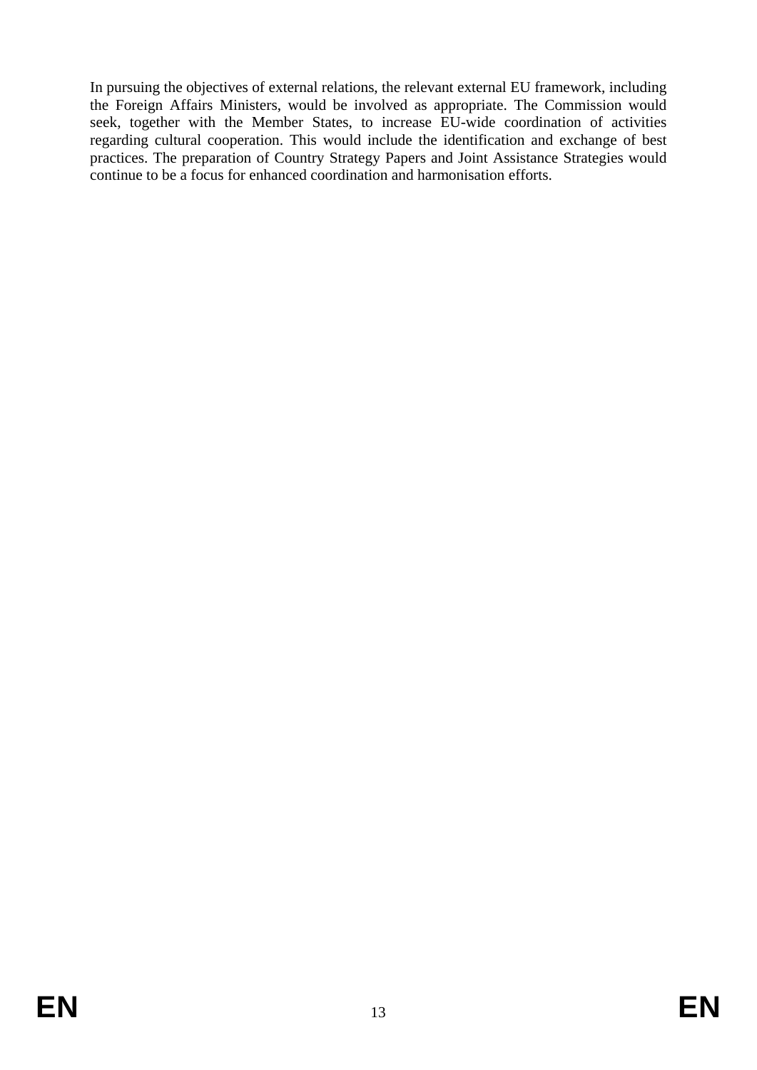In pursuing the objectives of external relations, the relevant external EU framework, including the Foreign Affairs Ministers, would be involved as appropriate. The Commission would seek, together with the Member States, to increase EU-wide coordination of activities regarding cultural cooperation. This would include the identification and exchange of best practices. The preparation of Country Strategy Papers and Joint Assistance Strategies would continue to be a focus for enhanced coordination and harmonisation efforts.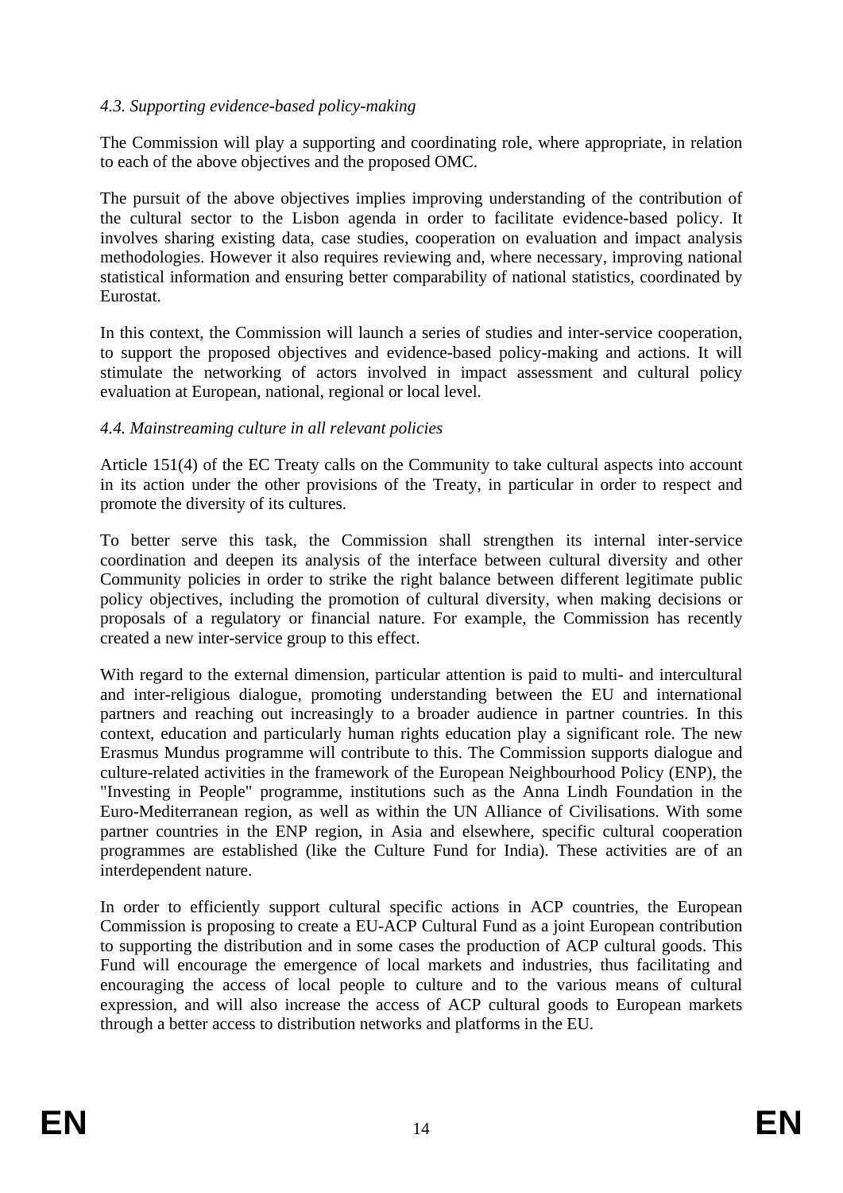*4.3. Supporting evidence-based policy-making*

The Commission will play a supporting and coordinating role, where appropriate, in relation to each of the above objectives and the proposed OMC.

The pursuit of the above objectives implies improving understanding of the contribution of the cultural sector to the Lisbon agenda in order to facilitate evidence-based policy. It involves sharing existing data, case studies, cooperation on evaluation and impact analysis methodologies. However it also requires reviewing and, where necessary, improving national statistical information and ensuring better comparability of national statistics, coordinated by Eurostat.

In this context, the Commission will launch a series of studies and inter-service cooperation, to support the proposed objectives and evidence-based policy-making and actions. It will stimulate the networking of actors involved in impact assessment and cultural policy evaluation at European, national, regional or local level.

*4.4. Mainstreaming culture in all relevant policies*

Article 151(4) of the EC Treaty calls on the Community to take cultural aspects into account in its action under the other provisions of the Treaty, in particular in order to respect and promote the diversity of its cultures.

To better serve this task, the Commission shall strengthen its internal inter-service coordination and deepen its analysis of the interface between cultural diversity and other Community policies in order to strike the right balance between different legitimate public policy objectives, including the promotion of cultural diversity, when making decisions or proposals of a regulatory or financial nature. For example, the Commission has recently created a new inter-service group to this effect.

With regard to the external dimension, particular attention is paid to multi- and intercultural and inter-religious dialogue, promoting understanding between the EU and international partners and reaching out increasingly to a broader audience in partner countries. In this context, education and particularly human rights education play a significant role. The new Erasmus Mundus programme will contribute to this. The Commission supports dialogue and culture-related activities in the framework of the European Neighbourhood Policy (ENP), the "Investing in People" programme, institutions such as the Anna Lindh Foundation in the Euro-Mediterranean region, as well as within the UN Alliance of Civilisations. With some partner countries in the ENP region, in Asia and elsewhere, specific cultural cooperation programmes are established (like the Culture Fund for India). These activities are of an interdependent nature.

In order to efficiently support cultural specific actions in ACP countries, the European Commission is proposing to create a EU-ACP Cultural Fund as a joint European contribution to supporting the distribution and in some cases the production of ACP cultural goods. This Fund will encourage the emergence of local markets and industries, thus facilitating and encouraging the access of local people to culture and to the various means of cultural expression, and will also increase the access of ACP cultural goods to European markets through a better access to distribution networks and platforms in the EU.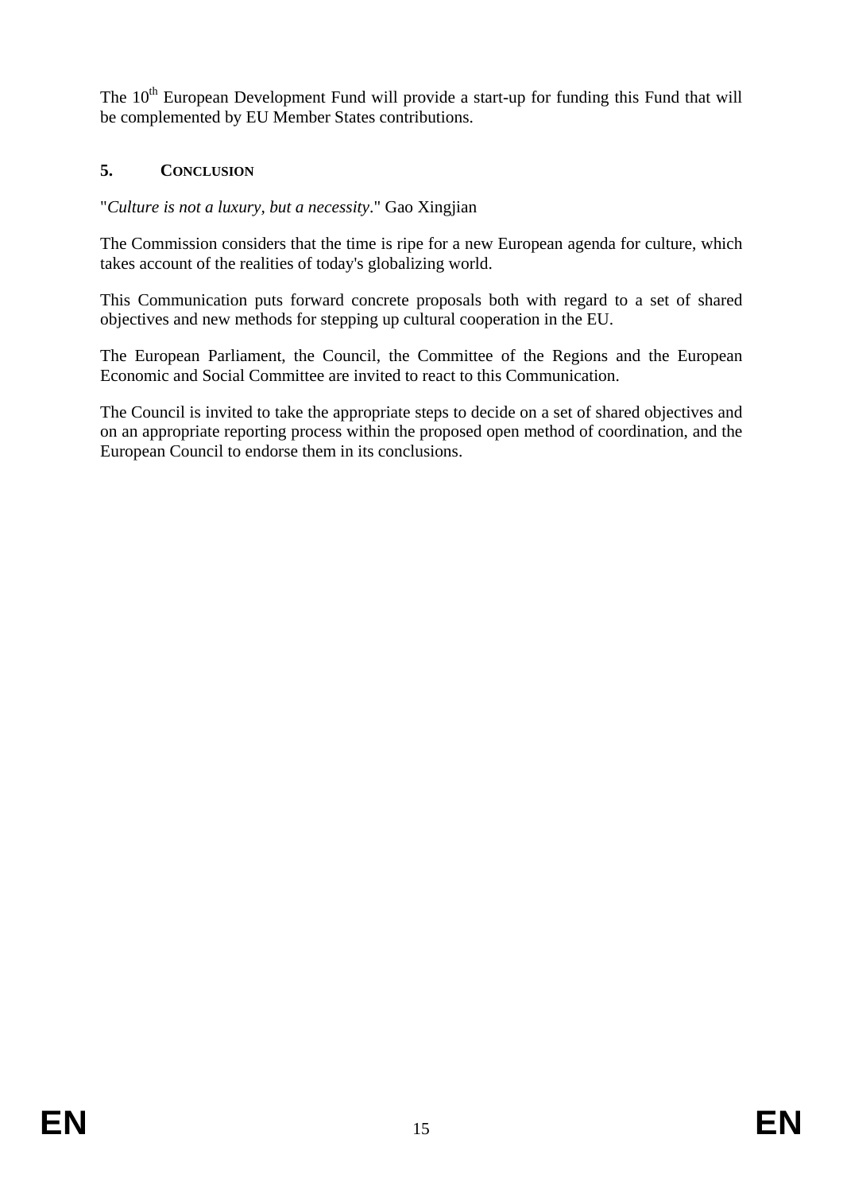The 10th European Development Fund will provide a start-up for funding this Fund that will be complemented by EU Member States contributions.

## 5. CONCLUSION

"*Culture is not a luxury, but a necessity*." Gao Xingjian

The Commission considers that the time is ripe for a new European agenda for culture, which takes account of the realities of today's globalizing world.

This Communication puts forward concrete proposals both with regard to a set of shared objectives and new methods for stepping up cultural cooperation in the EU.

The European Parliament, the Council, the Committee of the Regions and the European Economic and Social Committee are invited to react to this Communication.

The Council is invited to take the appropriate steps to decide on a set of shared objectives and on an appropriate reporting process within the proposed open method of coordination, and the European Council to endorse them in its conclusions.